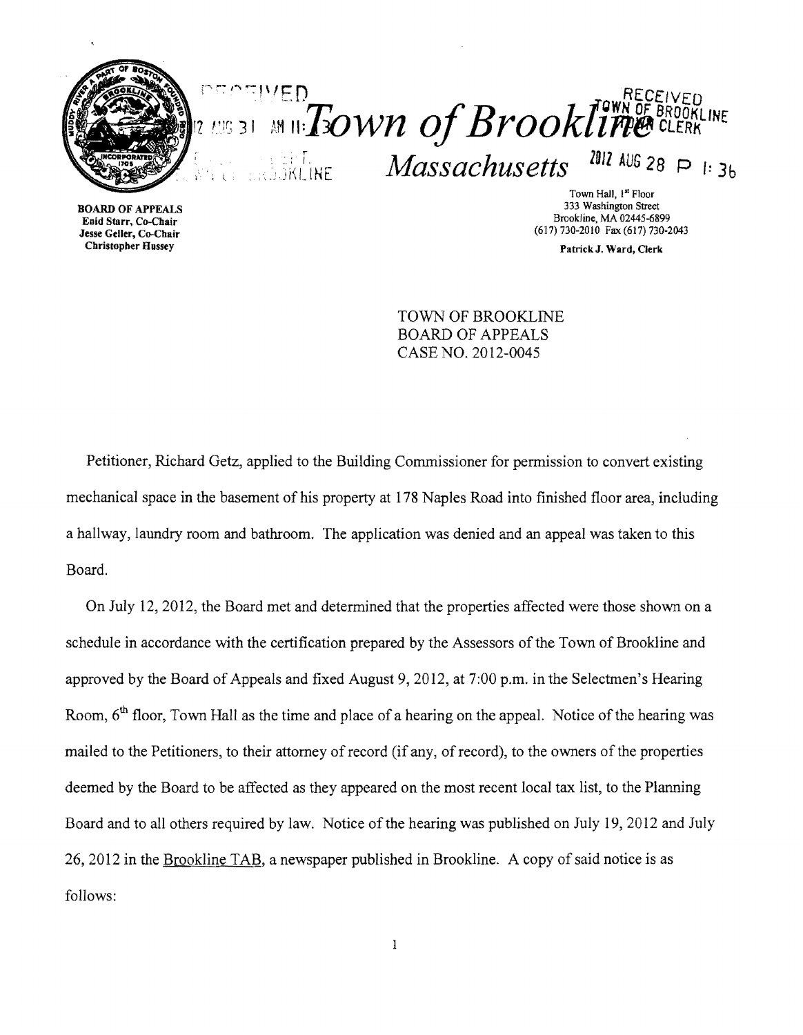# Town of Brookline

## Massachusetts

RECEIVED
12 AUG 31 AM 11:

RECEIVED
TOWN OF BROOKLINE
TOWN CLERK
2012 AUG 28 P 1:36

**BOARD OF APPEALS**
**Enid Starr, Co-Chair**
**Jesse Geller, Co-Chair**
**Christopher Hussey**

Town Hall, 1st Floor
333 Washington Street
Brookline, MA 02445-6899
(617) 730-2010 Fax (617) 730-2043

**Patrick J. Ward, Clerk**

TOWN OF BROOKLINE
BOARD OF APPEALS
CASE NO. 2012-0045

Petitioner, Richard Getz, applied to the Building Commissioner for permission to convert existing mechanical space in the basement of his property at 178 Naples Road into finished floor area, including a hallway, laundry room and bathroom. The application was denied and an appeal was taken to this Board.

On July 12, 2012, the Board met and determined that the properties affected were those shown on a schedule in accordance with the certification prepared by the Assessors of the Town of Brookline and approved by the Board of Appeals and fixed August 9, 2012, at 7:00 p.m. in the Selectmen's Hearing Room, 6th floor, Town Hall as the time and place of a hearing on the appeal. Notice of the hearing was mailed to the Petitioners, to their attorney of record (if any, of record), to the owners of the properties deemed by the Board to be affected as they appeared on the most recent local tax list, to the Planning Board and to all others required by law. Notice of the hearing was published on July 19, 2012 and July 26, 2012 in the Brookline TAB, a newspaper published in Brookline. A copy of said notice is as follows: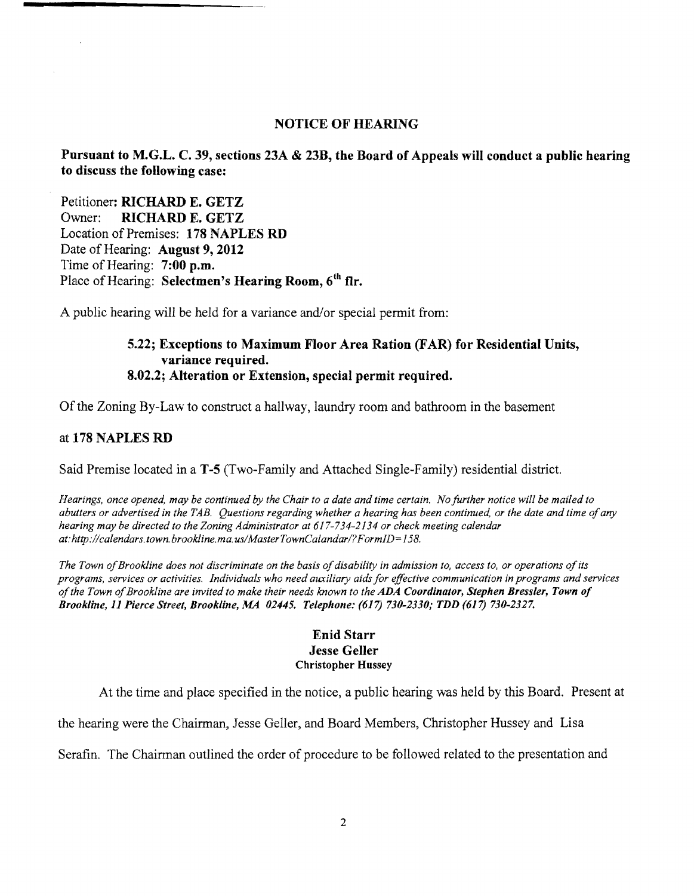## NOTICE OF HEARING

**Pursuant to M.G.L. C. 39, sections 23A & 23B, the Board of Appeals will conduct a public hearing to discuss the following case:**

Petitioner: **RICHARD E. GETZ**
Owner: **RICHARD E. GETZ**
Location of Premises: **178 NAPLES RD**
Date of Hearing: **August 9, 2012**
Time of Hearing: **7:00 p.m.**
Place of Hearing: **Selectmen's Hearing Room, 6th flr.**

A public hearing will be held for a variance and/or special permit from:

**5.22; Exceptions to Maximum Floor Area Ration (FAR) for Residential Units, variance required.**
**8.02.2; Alteration or Extension, special permit required.**

Of the Zoning By-Law to construct a hallway, laundry room and bathroom in the basement

at **178 NAPLES RD**

Said Premise located in a **T-5** (Two-Family and Attached Single-Family) residential district.

*Hearings, once opened, may be continued by the Chair to a date and time certain. No further notice will be mailed to abutters or advertised in the TAB. Questions regarding whether a hearing has been continued, or the date and time of any hearing may be directed to the Zoning Administrator at 617-734-2134 or check meeting calendar at:http://calendars.town.brookline.ma.us/MasterTownCalandar/?FormID=158.*

*The Town of Brookline does not discriminate on the basis of disability in admission to, access to, or operations of its programs, services or activities. Individuals who need auxiliary aids for effective communication in programs and services of the Town of Brookline are invited to make their needs known to the* ***ADA Coordinator, Stephen Bressler, Town of Brookline, 11 Pierce Street, Brookline, MA 02445. Telephone: (617) 730-2330; TDD (617) 730-2327.***

**Enid Starr**
**Jesse Geller**
**Christopher Hussey**

At the time and place specified in the notice, a public hearing was held by this Board. Present at the hearing were the Chairman, Jesse Geller, and Board Members, Christopher Hussey and Lisa Serafin. The Chairman outlined the order of procedure to be followed related to the presentation and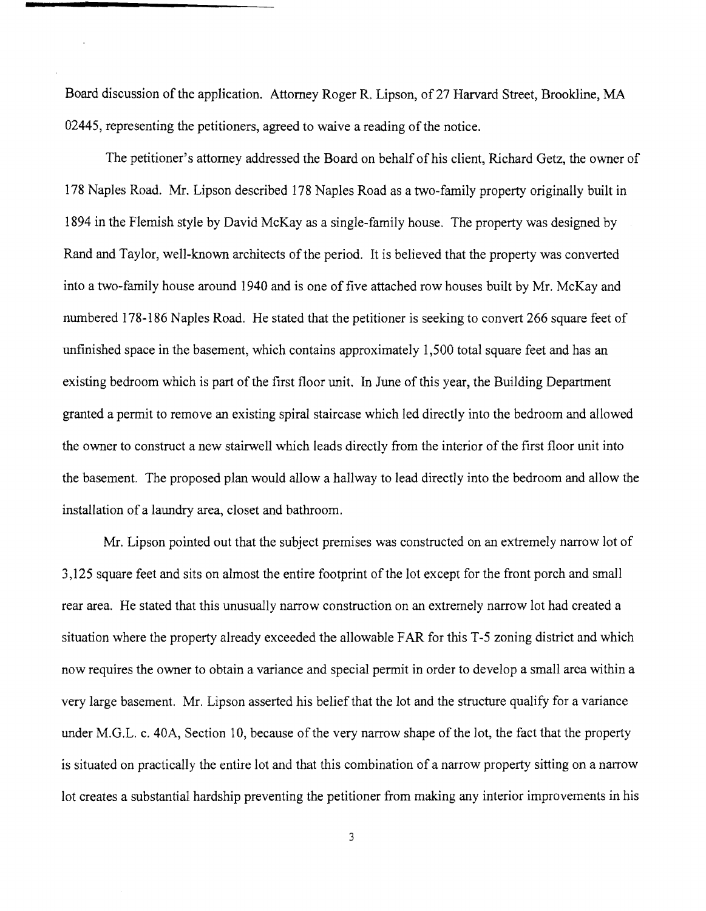Board discussion of the application. Attorney Roger R. Lipson, of 27 Harvard Street, Brookline, MA 02445, representing the petitioners, agreed to waive a reading of the notice.

The petitioner's attorney addressed the Board on behalf of his client, Richard Getz, the owner of 178 Naples Road. Mr. Lipson described 178 Naples Road as a two-family property originally built in 1894 in the Flemish style by David McKay as a single-family house. The property was designed by Rand and Taylor, well-known architects of the period. It is believed that the property was converted into a two-family house around 1940 and is one of five attached row houses built by Mr. McKay and numbered 178-186 Naples Road. He stated that the petitioner is seeking to convert 266 square feet of unfinished space in the basement, which contains approximately 1,500 total square feet and has an existing bedroom which is part of the first floor unit. In June of this year, the Building Department granted a permit to remove an existing spiral staircase which led directly into the bedroom and allowed the owner to construct a new stairwell which leads directly from the interior of the first floor unit into the basement. The proposed plan would allow a hallway to lead directly into the bedroom and allow the installation of a laundry area, closet and bathroom.

Mr. Lipson pointed out that the subject premises was constructed on an extremely narrow lot of 3,125 square feet and sits on almost the entire footprint of the lot except for the front porch and small rear area. He stated that this unusually narrow construction on an extremely narrow lot had created a situation where the property already exceeded the allowable FAR for this T-5 zoning district and which now requires the owner to obtain a variance and special permit in order to develop a small area within a very large basement. Mr. Lipson asserted his belief that the lot and the structure qualify for a variance under M.G.L. c. 40A, Section 10, because of the very narrow shape of the lot, the fact that the property is situated on practically the entire lot and that this combination of a narrow property sitting on a narrow lot creates a substantial hardship preventing the petitioner from making any interior improvements in his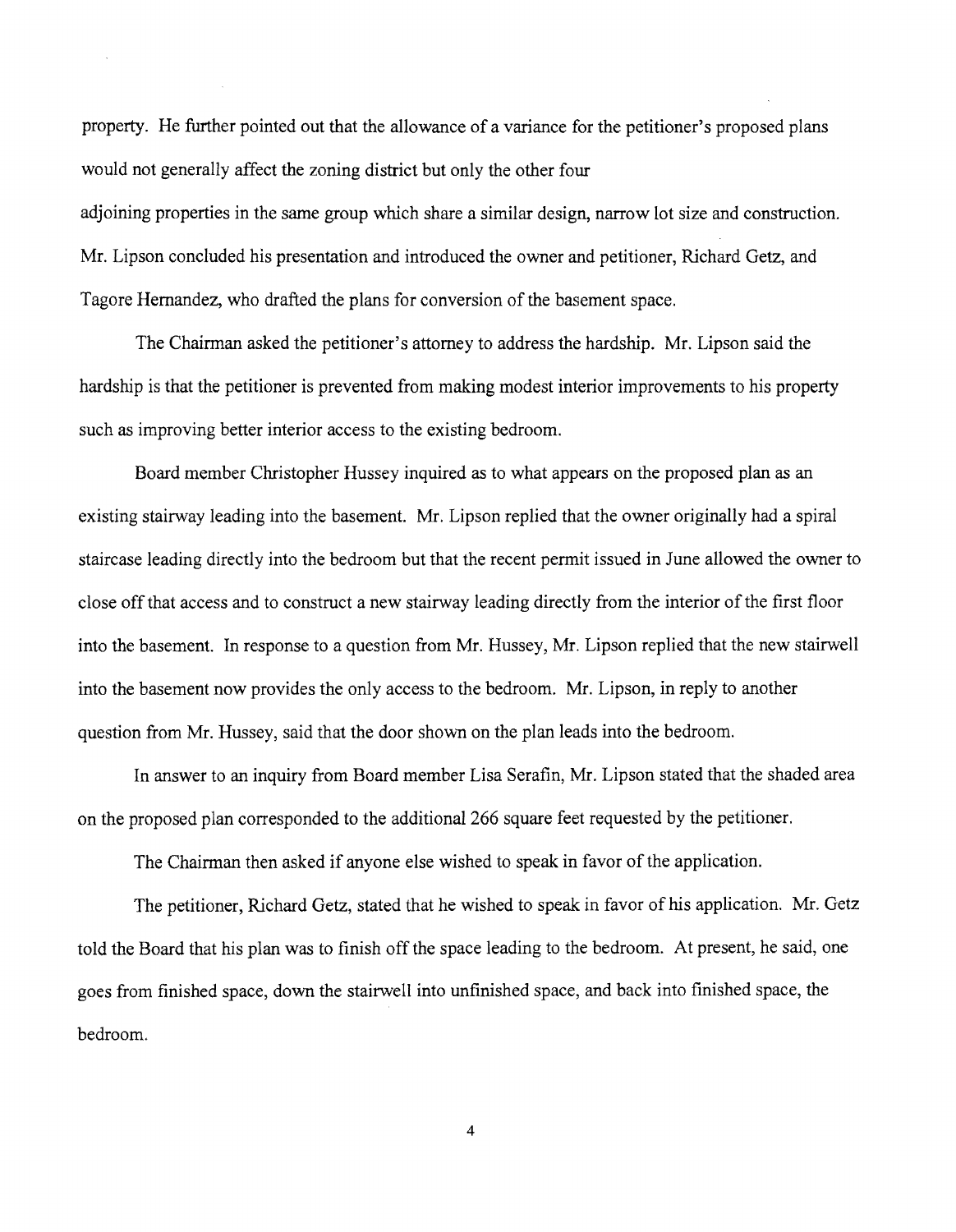property. He further pointed out that the allowance of a variance for the petitioner's proposed plans would not generally affect the zoning district but only the other four adjoining properties in the same group which share a similar design, narrow lot size and construction. Mr. Lipson concluded his presentation and introduced the owner and petitioner, Richard Getz, and Tagore Hernandez, who drafted the plans for conversion of the basement space.

The Chairman asked the petitioner's attorney to address the hardship. Mr. Lipson said the hardship is that the petitioner is prevented from making modest interior improvements to his property such as improving better interior access to the existing bedroom.

Board member Christopher Hussey inquired as to what appears on the proposed plan as an existing stairway leading into the basement. Mr. Lipson replied that the owner originally had a spiral staircase leading directly into the bedroom but that the recent permit issued in June allowed the owner to close off that access and to construct a new stairway leading directly from the interior of the first floor into the basement. In response to a question from Mr. Hussey, Mr. Lipson replied that the new stairwell into the basement now provides the only access to the bedroom. Mr. Lipson, in reply to another question from Mr. Hussey, said that the door shown on the plan leads into the bedroom.

In answer to an inquiry from Board member Lisa Serafin, Mr. Lipson stated that the shaded area on the proposed plan corresponded to the additional 266 square feet requested by the petitioner.

The Chairman then asked if anyone else wished to speak in favor of the application.

The petitioner, Richard Getz, stated that he wished to speak in favor of his application. Mr. Getz told the Board that his plan was to finish off the space leading to the bedroom. At present, he said, one goes from finished space, down the stairwell into unfinished space, and back into finished space, the bedroom.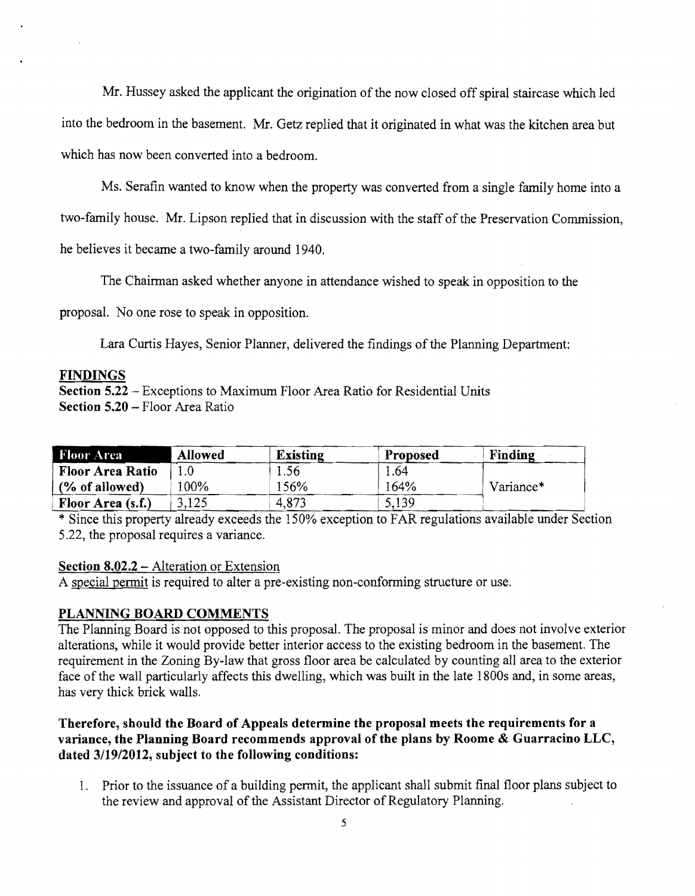Mr. Hussey asked the applicant the origination of the now closed off spiral staircase which led into the bedroom in the basement. Mr. Getz replied that it originated in what was the kitchen area but which has now been converted into a bedroom.

Ms. Serafin wanted to know when the property was converted from a single family home into a two-family house. Mr. Lipson replied that in discussion with the staff of the Preservation Commission, he believes it became a two-family around 1940.

The Chairman asked whether anyone in attendance wished to speak in opposition to the proposal. No one rose to speak in opposition.

Lara Curtis Hayes, Senior Planner, delivered the findings of the Planning Department:

## FINDINGS

**Section 5.22** – Exceptions to Maximum Floor Area Ratio for Residential Units
**Section 5.20** – Floor Area Ratio

| Floor Area | Allowed | Existing | Proposed | Finding |
|---|---|---|---|---|
| **Floor Area Ratio** | 1.0 | 1.56 | 1.64 | |
| **(% of allowed)** | 100% | 156% | 164% | Variance* |
| **Floor Area (s.f.)** | 3,125 | 4,873 | 5,139 | |

* Since this property already exceeds the 150% exception to FAR regulations available under Section 5.22, the proposal requires a variance.

**Section 8.02.2** – Alteration or Extension
A special permit is required to alter a pre-existing non-conforming structure or use.

## PLANNING BOARD COMMENTS

The Planning Board is not opposed to this proposal. The proposal is minor and does not involve exterior alterations, while it would provide better interior access to the existing bedroom in the basement. The requirement in the Zoning By-law that gross floor area be calculated by counting all area to the exterior face of the wall particularly affects this dwelling, which was built in the late 1800s and, in some areas, has very thick brick walls.

**Therefore, should the Board of Appeals determine the proposal meets the requirements for a variance, the Planning Board recommends approval of the plans by Roome & Guarracino LLC, dated 3/19/2012, subject to the following conditions:**

1. Prior to the issuance of a building permit, the applicant shall submit final floor plans subject to the review and approval of the Assistant Director of Regulatory Planning.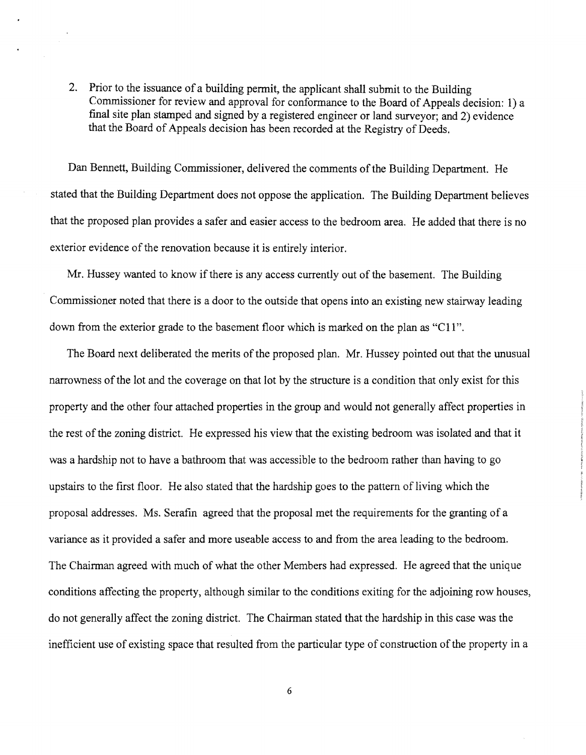2. Prior to the issuance of a building permit, the applicant shall submit to the Building Commissioner for review and approval for conformance to the Board of Appeals decision: 1) a final site plan stamped and signed by a registered engineer or land surveyor; and 2) evidence that the Board of Appeals decision has been recorded at the Registry of Deeds.

Dan Bennett, Building Commissioner, delivered the comments of the Building Department. He stated that the Building Department does not oppose the application. The Building Department believes that the proposed plan provides a safer and easier access to the bedroom area. He added that there is no exterior evidence of the renovation because it is entirely interior.

Mr. Hussey wanted to know if there is any access currently out of the basement. The Building Commissioner noted that there is a door to the outside that opens into an existing new stairway leading down from the exterior grade to the basement floor which is marked on the plan as "C11".

The Board next deliberated the merits of the proposed plan. Mr. Hussey pointed out that the unusual narrowness of the lot and the coverage on that lot by the structure is a condition that only exist for this property and the other four attached properties in the group and would not generally affect properties in the rest of the zoning district. He expressed his view that the existing bedroom was isolated and that it was a hardship not to have a bathroom that was accessible to the bedroom rather than having to go upstairs to the first floor. He also stated that the hardship goes to the pattern of living which the proposal addresses. Ms. Serafin agreed that the proposal met the requirements for the granting of a variance as it provided a safer and more useable access to and from the area leading to the bedroom. The Chairman agreed with much of what the other Members had expressed. He agreed that the unique conditions affecting the property, although similar to the conditions exiting for the adjoining row houses, do not generally affect the zoning district. The Chairman stated that the hardship in this case was the inefficient use of existing space that resulted from the particular type of construction of the property in a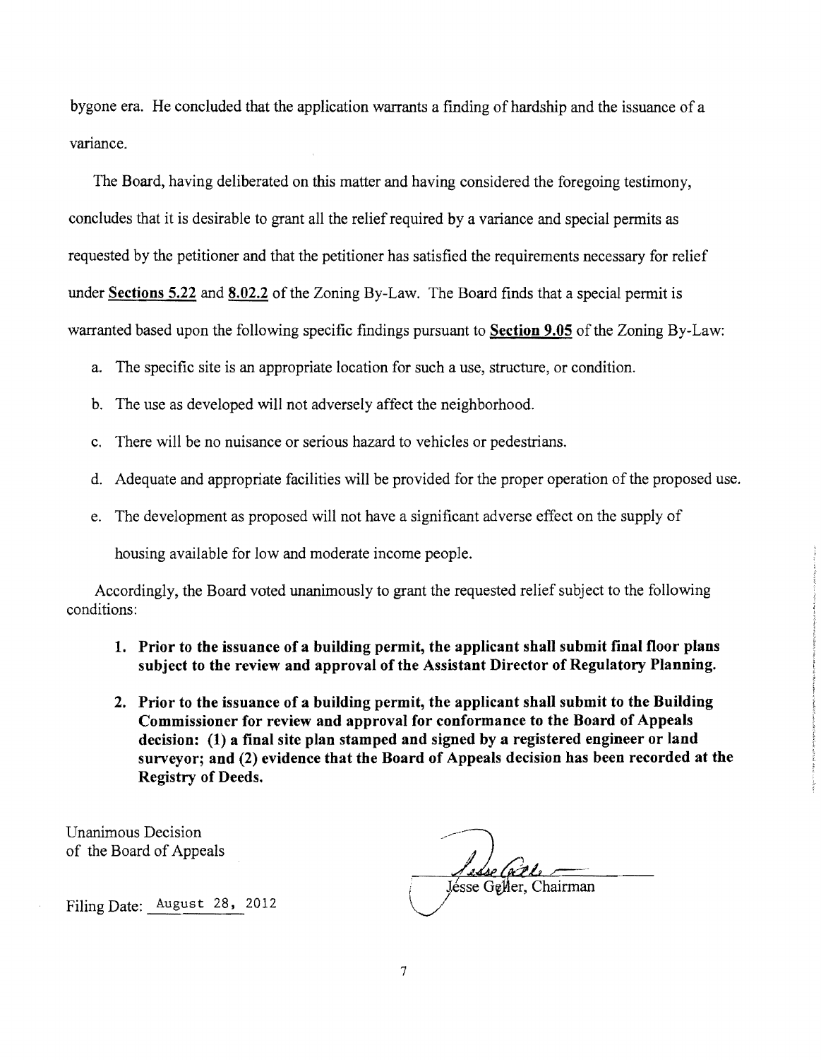bygone era. He concluded that the application warrants a finding of hardship and the issuance of a variance.

The Board, having deliberated on this matter and having considered the foregoing testimony, concludes that it is desirable to grant all the relief required by a variance and special permits as requested by the petitioner and that the petitioner has satisfied the requirements necessary for relief under **Sections 5.22** and **8.02.2** of the Zoning By-Law. The Board finds that a special permit is warranted based upon the following specific findings pursuant to **Section 9.05** of the Zoning By-Law:

a. The specific site is an appropriate location for such a use, structure, or condition.

b. The use as developed will not adversely affect the neighborhood.

c. There will be no nuisance or serious hazard to vehicles or pedestrians.

d. Adequate and appropriate facilities will be provided for the proper operation of the proposed use.

e. The development as proposed will not have a significant adverse effect on the supply of housing available for low and moderate income people.

Accordingly, the Board voted unanimously to grant the requested relief subject to the following conditions:

1. **Prior to the issuance of a building permit, the applicant shall submit final floor plans subject to the review and approval of the Assistant Director of Regulatory Planning.**

2. **Prior to the issuance of a building permit, the applicant shall submit to the Building Commissioner for review and approval for conformance to the Board of Appeals decision: (1) a final site plan stamped and signed by a registered engineer or land surveyor; and (2) evidence that the Board of Appeals decision has been recorded at the Registry of Deeds.**

Unanimous Decision
of the Board of Appeals

Filing Date: August 28, 2012

Jesse Geller, Chairman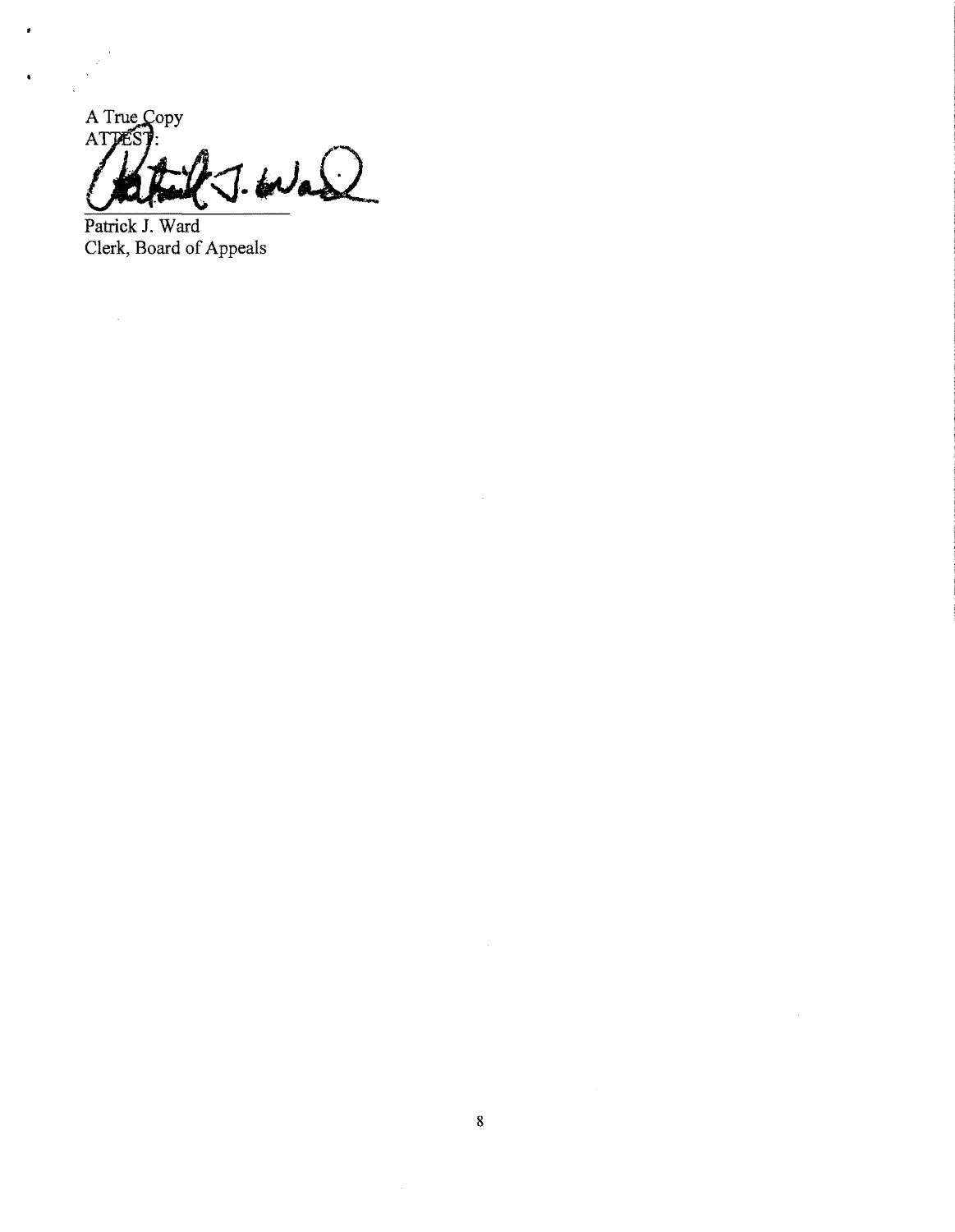A True Copy
ATTEST:

Patrick J. Ward
Clerk, Board of Appeals